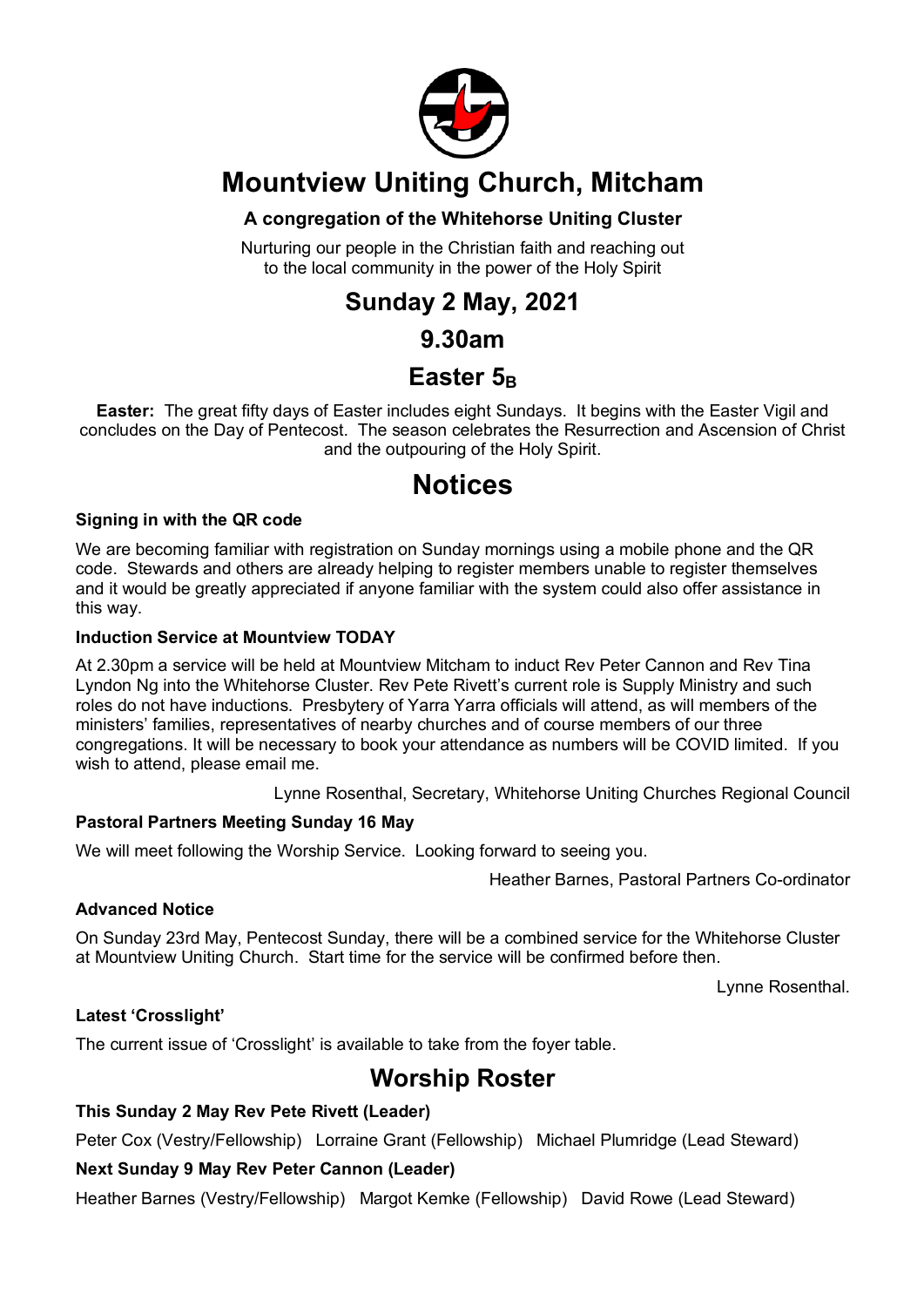# Mountview Uniting Church, Mitcham

**A congregation of the Whitehorse Uniting Cluster**

Nurturing our people in the Christian faith and reaching out to the local community in the power of the Holy Spirit

## Sunday 2 May, 2021

## 9.30am

## Easter $5_B$

**Easter:** The great fifty days of Easter includes eight Sundays. It begins with the Easter Vigil and concludes on the Day of Pentecost. The season celebrates the Resurrection and Ascension of Christ and the outpouring of the Holy Spirit.

# Notices

**Signing in with the QR code**

We are becoming familiar with registration on Sunday mornings using a mobile phone and the QR code. Stewards and others are already helping to register members unable to register themselves and it would be greatly appreciated if anyone familiar with the system could also offer assistance in this way.

**Induction Service at Mountview TODAY**

At 2.30pm a service will be held at Mountview Mitcham to induct Rev Peter Cannon and Rev Tina Lyndon Ng into the Whitehorse Cluster. Rev Pete Rivett's current role is Supply Ministry and such roles do not have inductions. Presbytery of Yarra Yarra officials will attend, as will members of the ministers' families, representatives of nearby churches and of course members of our three congregations. It will be necessary to book your attendance as numbers will be COVID limited. If you wish to attend, please email me.

Lynne Rosenthal, Secretary, Whitehorse Uniting Churches Regional Council

**Pastoral Partners Meeting Sunday 16 May**

We will meet following the Worship Service. Looking forward to seeing you.

Heather Barnes, Pastoral Partners Co-ordinator

**Advanced Notice**

On Sunday 23rd May, Pentecost Sunday, there will be a combined service for the Whitehorse Cluster at Mountview Uniting Church. Start time for the service will be confirmed before then.

Lynne Rosenthal.

**Latest 'Crosslight'**

The current issue of 'Crosslight' is available to take from the foyer table.

## Worship Roster

**This Sunday 2 May Rev Pete Rivett (Leader)**

Peter Cox (Vestry/Fellowship) Lorraine Grant (Fellowship) Michael Plumridge (Lead Steward)

**Next Sunday 9 May Rev Peter Cannon (Leader)**

Heather Barnes (Vestry/Fellowship) Margot Kemke (Fellowship) David Rowe (Lead Steward)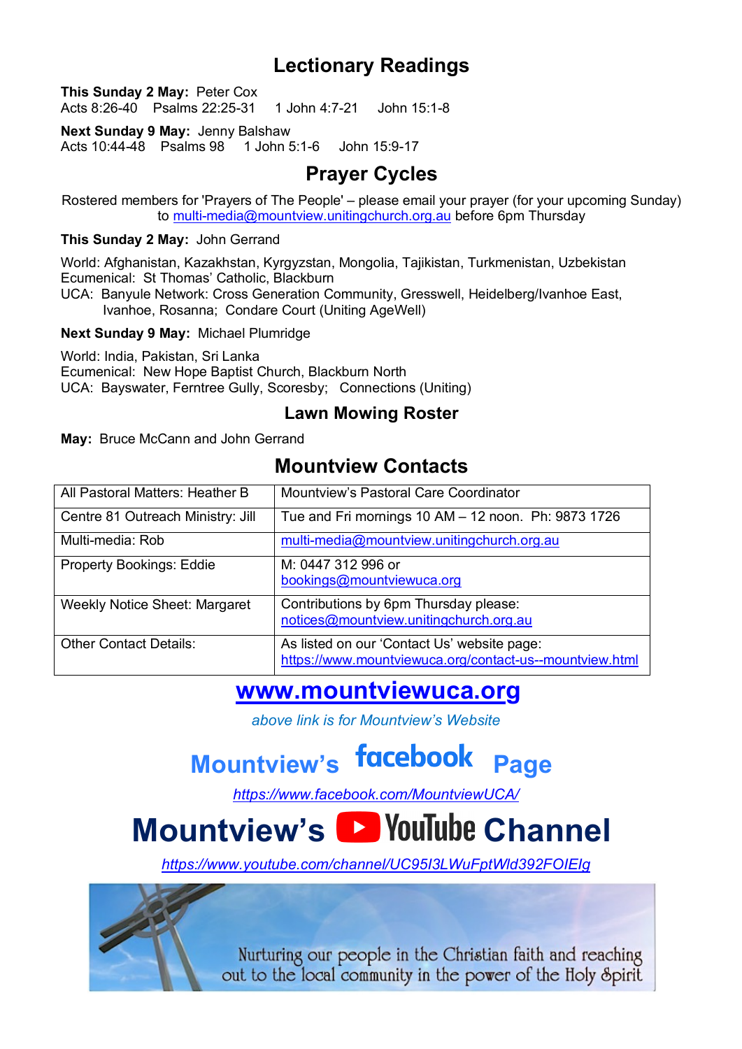## Lectionary Readings

**This Sunday 2 May:** Peter Cox
Acts 8:26-40 Psalms 22:25-31 1 John 4:7-21 John 15:1-8

**Next Sunday 9 May:** Jenny Balshaw
Acts 10:44-48 Psalms 98 1 John 5:1-6 John 15:9-17

## Prayer Cycles

Rostered members for 'Prayers of The People' – please email your prayer (for your upcoming Sunday) to multi-media@mountview.unitingchurch.org.au before 6pm Thursday

**This Sunday 2 May:** John Gerrand

World: Afghanistan, Kazakhstan, Kyrgyzstan, Mongolia, Tajikistan, Turkmenistan, Uzbekistan
Ecumenical: St Thomas' Catholic, Blackburn
UCA: Banyule Network: Cross Generation Community, Gresswell, Heidelberg/Ivanhoe East, Ivanhoe, Rosanna; Condare Court (Uniting AgeWell)

**Next Sunday 9 May:** Michael Plumridge

World: India, Pakistan, Sri Lanka
Ecumenical: New Hope Baptist Church, Blackburn North
UCA: Bayswater, Ferntree Gully, Scoresby; Connections (Uniting)

## Lawn Mowing Roster

**May:** Bruce McCann and John Gerrand

## Mountview Contacts

| | |
|---|---|
| All Pastoral Matters: Heather B | Mountview's Pastoral Care Coordinator |
| Centre 81 Outreach Ministry: Jill | Tue and Fri mornings 10 AM – 12 noon. Ph: 9873 1726 |
| Multi-media: Rob | multi-media@mountview.unitingchurch.org.au |
| Property Bookings: Eddie | M: 0447 312 996 or bookings@mountviewuca.org |
| Weekly Notice Sheet: Margaret | Contributions by 6pm Thursday please: notices@mountview.unitingchurch.org.au |
| Other Contact Details: | As listed on our 'Contact Us' website page: https://www.mountviewuca.org/contact-us--mountview.html |

**www.mountviewuca.org**

*above link is for Mountview's Website*

**Mountview's facebook Page**

*https://www.facebook.com/MountviewUCA/*

**Mountview's YouTube Channel**

*https://www.youtube.com/channel/UC95I3LWuFptWld392FOIElg*

Nurturing our people in the Christian faith and reaching out to the local community in the power of the Holy Spirit